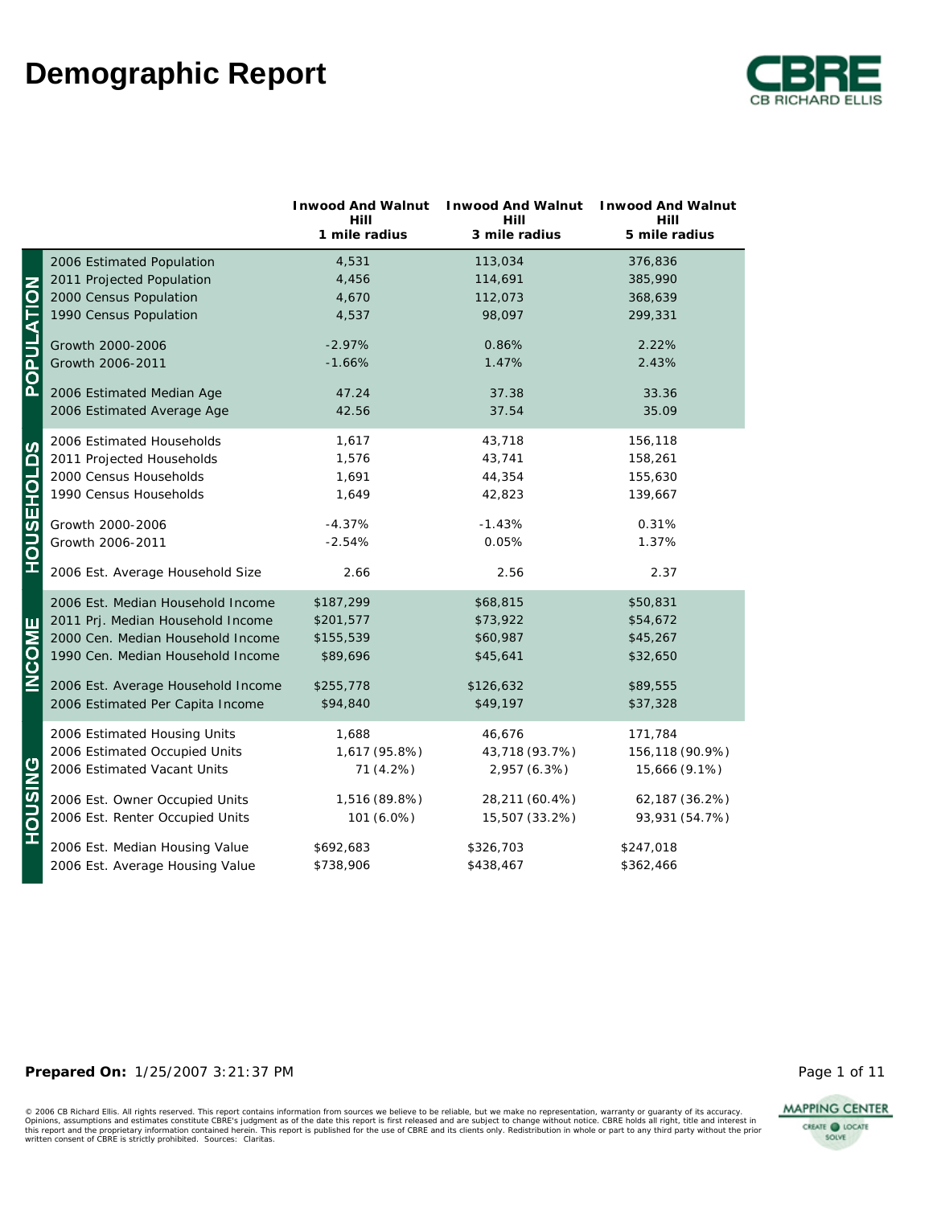# Demographic Report

| | | Inwood And Walnut Hill 1 mile radius | Inwood And Walnut Hill 3 mile radius | Inwood And Walnut Hill 5 mile radius |
|---|---|---|---|---|
| POPULATION | 2006 Estimated Population | 4,531 | 113,034 | 376,836 |
| | 2011 Projected Population | 4,456 | 114,691 | 385,990 |
| | 2000 Census Population | 4,670 | 112,073 | 368,639 |
| | 1990 Census Population | 4,537 | 98,097 | 299,331 |
| | Growth 2000-2006 | -2.97% | 0.86% | 2.22% |
| | Growth 2006-2011 | -1.66% | 1.47% | 2.43% |
| | 2006 Estimated Median Age | 47.24 | 37.38 | 33.36 |
| | 2006 Estimated Average Age | 42.56 | 37.54 | 35.09 |
| HOUSEHOLDS | 2006 Estimated Households | 1,617 | 43,718 | 156,118 |
| | 2011 Projected Households | 1,576 | 43,741 | 158,261 |
| | 2000 Census Households | 1,691 | 44,354 | 155,630 |
| | 1990 Census Households | 1,649 | 42,823 | 139,667 |
| | Growth 2000-2006 | -4.37% | -1.43% | 0.31% |
| | Growth 2006-2011 | -2.54% | 0.05% | 1.37% |
| | 2006 Est. Average Household Size | 2.66 | 2.56 | 2.37 |
| INCOME | 2006 Est. Median Household Income | $187,299 | $68,815 | $50,831 |
| | 2011 Prj. Median Household Income | $201,577 | $73,922 | $54,672 |
| | 2000 Cen. Median Household Income | $155,539 | $60,987 | $45,267 |
| | 1990 Cen. Median Household Income | $89,696 | $45,641 | $32,650 |
| | 2006 Est. Average Household Income | $255,778 | $126,632 | $89,555 |
| | 2006 Estimated Per Capita Income | $94,840 | $49,197 | $37,328 |
| HOUSING | 2006 Estimated Housing Units | 1,688 | 46,676 | 171,784 |
| | 2006 Estimated Occupied Units | 1,617 (95.8%) | 43,718 (93.7%) | 156,118 (90.9%) |
| | 2006 Estimated Vacant Units | 71 (4.2%) | 2,957 (6.3%) | 15,666 (9.1%) |
| | 2006 Est. Owner Occupied Units | 1,516 (89.8%) | 28,211 (60.4%) | 62,187 (36.2%) |
| | 2006 Est. Renter Occupied Units | 101 (6.0%) | 15,507 (33.2%) | 93,931 (54.7%) |
| | 2006 Est. Median Housing Value | $692,683 | $326,703 | $247,018 |
| | 2006 Est. Average Housing Value | $738,906 | $438,467 | $362,466 |

**Prepared On:** 1/25/2007 3:21:37 PM

© 2006 CB Richard Ellis. All rights reserved. This report contains information from sources we believe to be reliable, but we make no representation, warranty or guaranty of its accuracy. Opinions, assumptions and estimates constitute CBRE's judgment as of the date this report is first released and are subject to change without notice. CBRE holds all right, title and interest in this report and the proprietary information contained herein. This report is published for the use of CBRE and its clients only. Redistribution in whole or part to any third party without the prior written consent of CBRE is strictly prohibited. Sources: Claritas.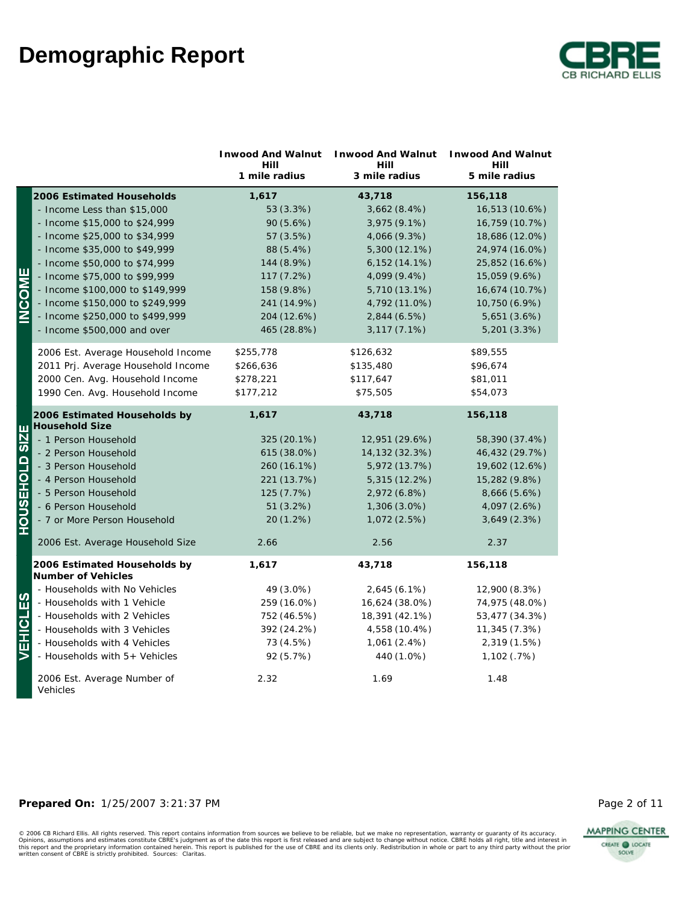# Demographic Report

CBRE
CB RICHARD ELLIS

| | | Inwood And Walnut Hill 1 mile radius | Inwood And Walnut Hill 3 mile radius | Inwood And Walnut Hill 5 mile radius |
|---|---|---|---|---|
| INCOME | **2006 Estimated Households** | **1,617** | **43,718** | **156,118** |
| | - Income Less than $15,000 | 53 (3.3%) | 3,662 (8.4%) | 16,513 (10.6%) |
| | - Income $15,000 to $24,999 | 90 (5.6%) | 3,975 (9.1%) | 16,759 (10.7%) |
| | - Income $25,000 to $34,999 | 57 (3.5%) | 4,066 (9.3%) | 18,686 (12.0%) |
| | - Income $35,000 to $49,999 | 88 (5.4%) | 5,300 (12.1%) | 24,974 (16.0%) |
| | - Income $50,000 to $74,999 | 144 (8.9%) | 6,152 (14.1%) | 25,852 (16.6%) |
| | - Income $75,000 to $99,999 | 117 (7.2%) | 4,099 (9.4%) | 15,059 (9.6%) |
| | - Income $100,000 to $149,999 | 158 (9.8%) | 5,710 (13.1%) | 16,674 (10.7%) |
| | - Income $150,000 to $249,999 | 241 (14.9%) | 4,792 (11.0%) | 10,750 (6.9%) |
| | - Income $250,000 to $499,999 | 204 (12.6%) | 2,844 (6.5%) | 5,651 (3.6%) |
| | - Income $500,000 and over | 465 (28.8%) | 3,117 (7.1%) | 5,201 (3.3%) |
| | 2006 Est. Average Household Income | $255,778 | $126,632 | $89,555 |
| | 2011 Prj. Average Household Income | $266,636 | $135,480 | $96,674 |
| | 2000 Cen. Avg. Household Income | $278,221 | $117,647 | $81,011 |
| | 1990 Cen. Avg. Household Income | $177,212 | $75,505 | $54,073 |
| HOUSEHOLD SIZE | **2006 Estimated Households by Household Size** | **1,617** | **43,718** | **156,118** |
| | - 1 Person Household | 325 (20.1%) | 12,951 (29.6%) | 58,390 (37.4%) |
| | - 2 Person Household | 615 (38.0%) | 14,132 (32.3%) | 46,432 (29.7%) |
| | - 3 Person Household | 260 (16.1%) | 5,972 (13.7%) | 19,602 (12.6%) |
| | - 4 Person Household | 221 (13.7%) | 5,315 (12.2%) | 15,282 (9.8%) |
| | - 5 Person Household | 125 (7.7%) | 2,972 (6.8%) | 8,666 (5.6%) |
| | - 6 Person Household | 51 (3.2%) | 1,306 (3.0%) | 4,097 (2.6%) |
| | - 7 or More Person Household | 20 (1.2%) | 1,072 (2.5%) | 3,649 (2.3%) |
| | 2006 Est. Average Household Size | 2.66 | 2.56 | 2.37 |
| VEHICLES | **2006 Estimated Households by Number of Vehicles** | **1,617** | **43,718** | **156,118** |
| | - Households with No Vehicles | 49 (3.0%) | 2,645 (6.1%) | 12,900 (8.3%) |
| | - Households with 1 Vehicle | 259 (16.0%) | 16,624 (38.0%) | 74,975 (48.0%) |
| | - Households with 2 Vehicles | 752 (46.5%) | 18,391 (42.1%) | 53,477 (34.3%) |
| | - Households with 3 Vehicles | 392 (24.2%) | 4,558 (10.4%) | 11,345 (7.3%) |
| | - Households with 4 Vehicles | 73 (4.5%) | 1,061 (2.4%) | 2,319 (1.5%) |
| | - Households with 5+ Vehicles | 92 (5.7%) | 440 (1.0%) | 1,102 (.7%) |
| | 2006 Est. Average Number of Vehicles | 2.32 | 1.69 | 1.48 |

**Prepared On:** 1/25/2007 3:21:37 PM

© 2006 CB Richard Ellis. All rights reserved. This report contains information from sources we believe to be reliable, but we make no representation, warranty or guaranty of its accuracy. Opinions, assumptions and estimates constitute CBRE's judgment as of the date this report is first released and are subject to change without notice. CBRE holds all right, title and interest in this report and the proprietary information contained herein. This report is published for the use of CBRE and its clients only. Redistribution in whole or part to any third party without the prior written consent of CBRE is strictly prohibited. Sources: Claritas.

MAPPING CENTER
CREATE LOCATE SOLVE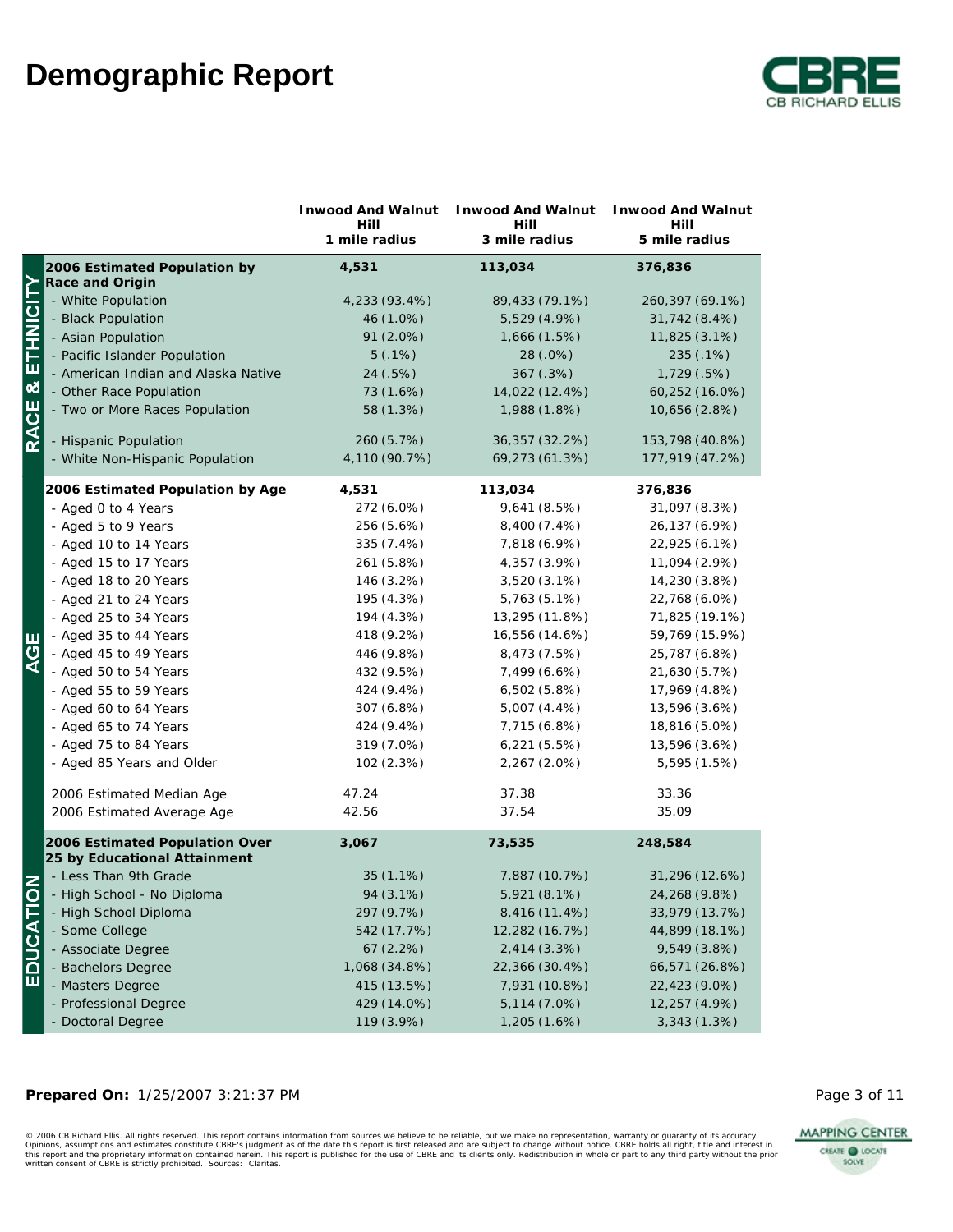# Demographic Report

CB RICHARD ELLIS

| | | Inwood And Walnut Hill 1 mile radius | Inwood And Walnut Hill 3 mile radius | Inwood And Walnut Hill 5 mile radius |
|---|---|---|---|---|
| RACE & ETHNICITY | **2006 Estimated Population by Race and Origin** | **4,531** | **113,034** | **376,836** |
| | - White Population | 4,233 (93.4%) | 89,433 (79.1%) | 260,397 (69.1%) |
| | - Black Population | 46 (1.0%) | 5,529 (4.9%) | 31,742 (8.4%) |
| | - Asian Population | 91 (2.0%) | 1,666 (1.5%) | 11,825 (3.1%) |
| | - Pacific Islander Population | 5 (.1%) | 28 (.0%) | 235 (.1%) |
| | - American Indian and Alaska Native | 24 (.5%) | 367 (.3%) | 1,729 (.5%) |
| | - Other Race Population | 73 (1.6%) | 14,022 (12.4%) | 60,252 (16.0%) |
| | - Two or More Races Population | 58 (1.3%) | 1,988 (1.8%) | 10,656 (2.8%) |
| | - Hispanic Population | 260 (5.7%) | 36,357 (32.2%) | 153,798 (40.8%) |
| | - White Non-Hispanic Population | 4,110 (90.7%) | 69,273 (61.3%) | 177,919 (47.2%) |
| AGE | **2006 Estimated Population by Age** | **4,531** | **113,034** | **376,836** |
| | - Aged 0 to 4 Years | 272 (6.0%) | 9,641 (8.5%) | 31,097 (8.3%) |
| | - Aged 5 to 9 Years | 256 (5.6%) | 8,400 (7.4%) | 26,137 (6.9%) |
| | - Aged 10 to 14 Years | 335 (7.4%) | 7,818 (6.9%) | 22,925 (6.1%) |
| | - Aged 15 to 17 Years | 261 (5.8%) | 4,357 (3.9%) | 11,094 (2.9%) |
| | - Aged 18 to 20 Years | 146 (3.2%) | 3,520 (3.1%) | 14,230 (3.8%) |
| | - Aged 21 to 24 Years | 195 (4.3%) | 5,763 (5.1%) | 22,768 (6.0%) |
| | - Aged 25 to 34 Years | 194 (4.3%) | 13,295 (11.8%) | 71,825 (19.1%) |
| | - Aged 35 to 44 Years | 418 (9.2%) | 16,556 (14.6%) | 59,769 (15.9%) |
| | - Aged 45 to 49 Years | 446 (9.8%) | 8,473 (7.5%) | 25,787 (6.8%) |
| | - Aged 50 to 54 Years | 432 (9.5%) | 7,499 (6.6%) | 21,630 (5.7%) |
| | - Aged 55 to 59 Years | 424 (9.4%) | 6,502 (5.8%) | 17,969 (4.8%) |
| | - Aged 60 to 64 Years | 307 (6.8%) | 5,007 (4.4%) | 13,596 (3.6%) |
| | - Aged 65 to 74 Years | 424 (9.4%) | 7,715 (6.8%) | 18,816 (5.0%) |
| | - Aged 75 to 84 Years | 319 (7.0%) | 6,221 (5.5%) | 13,596 (3.6%) |
| | - Aged 85 Years and Older | 102 (2.3%) | 2,267 (2.0%) | 5,595 (1.5%) |
| | 2006 Estimated Median Age | 47.24 | 37.38 | 33.36 |
| | 2006 Estimated Average Age | 42.56 | 37.54 | 35.09 |
| EDUCATION | **2006 Estimated Population Over 25 by Educational Attainment** | **3,067** | **73,535** | **248,584** |
| | - Less Than 9th Grade | 35 (1.1%) | 7,887 (10.7%) | 31,296 (12.6%) |
| | - High School - No Diploma | 94 (3.1%) | 5,921 (8.1%) | 24,268 (9.8%) |
| | - High School Diploma | 297 (9.7%) | 8,416 (11.4%) | 33,979 (13.7%) |
| | - Some College | 542 (17.7%) | 12,282 (16.7%) | 44,899 (18.1%) |
| | - Associate Degree | 67 (2.2%) | 2,414 (3.3%) | 9,549 (3.8%) |
| | - Bachelors Degree | 1,068 (34.8%) | 22,366 (30.4%) | 66,571 (26.8%) |
| | - Masters Degree | 415 (13.5%) | 7,931 (10.8%) | 22,423 (9.0%) |
| | - Professional Degree | 429 (14.0%) | 5,114 (7.0%) | 12,257 (4.9%) |
| | - Doctoral Degree | 119 (3.9%) | 1,205 (1.6%) | 3,343 (1.3%) |

**Prepared On:** 1/25/2007 3:21:37 PM

© 2006 CB Richard Ellis. All rights reserved. This report contains information from sources we believe to be reliable, but we make no representation, warranty or guaranty of its accuracy. Opinions, assumptions and estimates constitute CBRE's judgment as of the date this report is first released and are subject to change without notice. CBRE holds all right, title and interest in this report and the proprietary information contained herein. This report is published for the use of CBRE and its clients only. Redistribution in whole or part to any third party without the prior written consent of CBRE is strictly prohibited. Sources: Claritas.

MAPPING CENTER
CREATE LOCATE SOLVE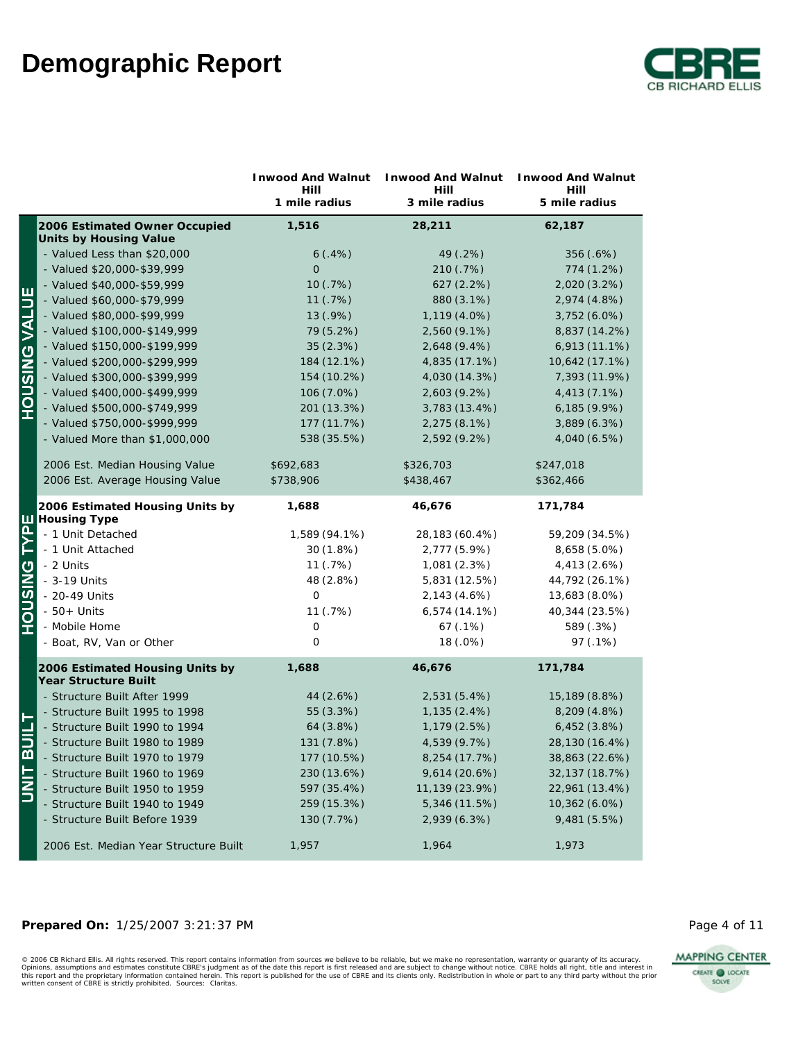# Demographic Report

| | Inwood And Walnut Hill 1 mile radius | Inwood And Walnut Hill 3 mile radius | Inwood And Walnut Hill 5 mile radius |
|---|---|---|---|
| **HOUSING VALUE** | | | |
| **2006 Estimated Owner Occupied Units by Housing Value** | **1,516** | **28,211** | **62,187** |
| - Valued Less than $20,000 | 6 (.4%) | 49 (.2%) | 356 (.6%) |
| - Valued $20,000-$39,999 | 0 | 210 (.7%) | 774 (1.2%) |
| - Valued $40,000-$59,999 | 10 (.7%) | 627 (2.2%) | 2,020 (3.2%) |
| - Valued $60,000-$79,999 | 11 (.7%) | 880 (3.1%) | 2,974 (4.8%) |
| - Valued $80,000-$99,999 | 13 (.9%) | 1,119 (4.0%) | 3,752 (6.0%) |
| - Valued $100,000-$149,999 | 79 (5.2%) | 2,560 (9.1%) | 8,837 (14.2%) |
| - Valued $150,000-$199,999 | 35 (2.3%) | 2,648 (9.4%) | 6,913 (11.1%) |
| - Valued $200,000-$299,999 | 184 (12.1%) | 4,835 (17.1%) | 10,642 (17.1%) |
| - Valued $300,000-$399,999 | 154 (10.2%) | 4,030 (14.3%) | 7,393 (11.9%) |
| - Valued $400,000-$499,999 | 106 (7.0%) | 2,603 (9.2%) | 4,413 (7.1%) |
| - Valued $500,000-$749,999 | 201 (13.3%) | 3,783 (13.4%) | 6,185 (9.9%) |
| - Valued $750,000-$999,999 | 177 (11.7%) | 2,275 (8.1%) | 3,889 (6.3%) |
| - Valued More than $1,000,000 | 538 (35.5%) | 2,592 (9.2%) | 4,040 (6.5%) |
| 2006 Est. Median Housing Value | $692,683 | $326,703 | $247,018 |
| 2006 Est. Average Housing Value | $738,906 | $438,467 | $362,466 |
| **HOUSING TYPE** | | | |
| **2006 Estimated Housing Units by Housing Type** | **1,688** | **46,676** | **171,784** |
| - 1 Unit Detached | 1,589 (94.1%) | 28,183 (60.4%) | 59,209 (34.5%) |
| - 1 Unit Attached | 30 (1.8%) | 2,777 (5.9%) | 8,658 (5.0%) |
| - 2 Units | 11 (.7%) | 1,081 (2.3%) | 4,413 (2.6%) |
| - 3-19 Units | 48 (2.8%) | 5,831 (12.5%) | 44,792 (26.1%) |
| - 20-49 Units | 0 | 2,143 (4.6%) | 13,683 (8.0%) |
| - 50+ Units | 11 (.7%) | 6,574 (14.1%) | 40,344 (23.5%) |
| - Mobile Home | 0 | 67 (.1%) | 589 (.3%) |
| - Boat, RV, Van or Other | 0 | 18 (.0%) | 97 (.1%) |
| **UNIT BUILT** | | | |
| **2006 Estimated Housing Units by Year Structure Built** | **1,688** | **46,676** | **171,784** |
| - Structure Built After 1999 | 44 (2.6%) | 2,531 (5.4%) | 15,189 (8.8%) |
| - Structure Built 1995 to 1998 | 55 (3.3%) | 1,135 (2.4%) | 8,209 (4.8%) |
| - Structure Built 1990 to 1994 | 64 (3.8%) | 1,179 (2.5%) | 6,452 (3.8%) |
| - Structure Built 1980 to 1989 | 131 (7.8%) | 4,539 (9.7%) | 28,130 (16.4%) |
| - Structure Built 1970 to 1979 | 177 (10.5%) | 8,254 (17.7%) | 38,863 (22.6%) |
| - Structure Built 1960 to 1969 | 230 (13.6%) | 9,614 (20.6%) | 32,137 (18.7%) |
| - Structure Built 1950 to 1959 | 597 (35.4%) | 11,139 (23.9%) | 22,961 (13.4%) |
| - Structure Built 1940 to 1949 | 259 (15.3%) | 5,346 (11.5%) | 10,362 (6.0%) |
| - Structure Built Before 1939 | 130 (7.7%) | 2,939 (6.3%) | 9,481 (5.5%) |
| 2006 Est. Median Year Structure Built | 1,957 | 1,964 | 1,973 |

**Prepared On:** 1/25/2007 3:21:37 PM

© 2006 CB Richard Ellis. All rights reserved. This report contains information from sources we believe to be reliable, but we make no representation, warranty or guaranty of its accuracy. Opinions, assumptions and estimates constitute CBRE's judgment as of the date this report is first released and are subject to change without notice. CBRE holds all right, title and interest in this report and the proprietary information contained herein. This report is published for the use of CBRE and its clients only. Redistribution in whole or part to any third party without the prior written consent of CBRE is strictly prohibited. Sources: Claritas.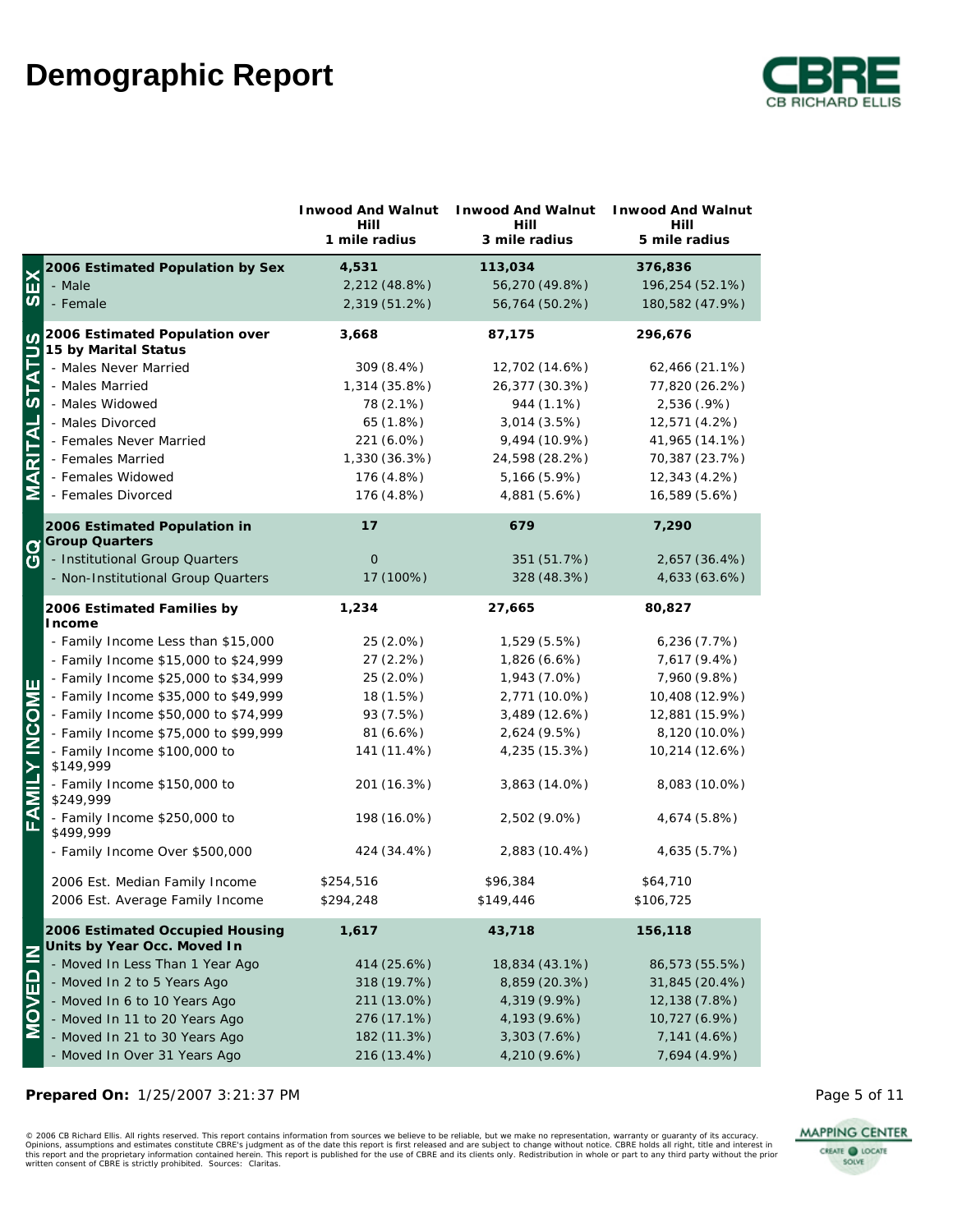# Demographic Report

| | | Inwood And Walnut Hill 1 mile radius | Inwood And Walnut Hill 3 mile radius | Inwood And Walnut Hill 5 mile radius |
|---|---|---|---|---|
| SEX | **2006 Estimated Population by Sex** | **4,531** | **113,034** | **376,836** |
| | - Male | 2,212 (48.8%) | 56,270 (49.8%) | 196,254 (52.1%) |
| | - Female | 2,319 (51.2%) | 56,764 (50.2%) | 180,582 (47.9%) |
| MARITAL STATUS | **2006 Estimated Population over 15 by Marital Status** | **3,668** | **87,175** | **296,676** |
| | - Males Never Married | 309 (8.4%) | 12,702 (14.6%) | 62,466 (21.1%) |
| | - Males Married | 1,314 (35.8%) | 26,377 (30.3%) | 77,820 (26.2%) |
| | - Males Widowed | 78 (2.1%) | 944 (1.1%) | 2,536 (.9%) |
| | - Males Divorced | 65 (1.8%) | 3,014 (3.5%) | 12,571 (4.2%) |
| | - Females Never Married | 221 (6.0%) | 9,494 (10.9%) | 41,965 (14.1%) |
| | - Females Married | 1,330 (36.3%) | 24,598 (28.2%) | 70,387 (23.7%) |
| | - Females Widowed | 176 (4.8%) | 5,166 (5.9%) | 12,343 (4.2%) |
| | - Females Divorced | 176 (4.8%) | 4,881 (5.6%) | 16,589 (5.6%) |
| GQ | **2006 Estimated Population in Group Quarters** | **17** | **679** | **7,290** |
| | - Institutional Group Quarters | 0 | 351 (51.7%) | 2,657 (36.4%) |
| | - Non-Institutional Group Quarters | 17 (100%) | 328 (48.3%) | 4,633 (63.6%) |
| FAMILY INCOME | **2006 Estimated Families by Income** | **1,234** | **27,665** | **80,827** |
| | - Family Income Less than $15,000 | 25 (2.0%) | 1,529 (5.5%) | 6,236 (7.7%) |
| | - Family Income $15,000 to $24,999 | 27 (2.2%) | 1,826 (6.6%) | 7,617 (9.4%) |
| | - Family Income $25,000 to $34,999 | 25 (2.0%) | 1,943 (7.0%) | 7,960 (9.8%) |
| | - Family Income $35,000 to $49,999 | 18 (1.5%) | 2,771 (10.0%) | 10,408 (12.9%) |
| | - Family Income $50,000 to $74,999 | 93 (7.5%) | 3,489 (12.6%) | 12,881 (15.9%) |
| | - Family Income $75,000 to $99,999 | 81 (6.6%) | 2,624 (9.5%) | 8,120 (10.0%) |
| | - Family Income $100,000 to $149,999 | 141 (11.4%) | 4,235 (15.3%) | 10,214 (12.6%) |
| | - Family Income $150,000 to $249,999 | 201 (16.3%) | 3,863 (14.0%) | 8,083 (10.0%) |
| | - Family Income $250,000 to $499,999 | 198 (16.0%) | 2,502 (9.0%) | 4,674 (5.8%) |
| | - Family Income Over $500,000 | 424 (34.4%) | 2,883 (10.4%) | 4,635 (5.7%) |
| | 2006 Est. Median Family Income | $254,516 | $96,384 | $64,710 |
| | 2006 Est. Average Family Income | $294,248 | $149,446 | $106,725 |
| MOVED IN | **2006 Estimated Occupied Housing Units by Year Occ. Moved In** | **1,617** | **43,718** | **156,118** |
| | - Moved In Less Than 1 Year Ago | 414 (25.6%) | 18,834 (43.1%) | 86,573 (55.5%) |
| | - Moved In 2 to 5 Years Ago | 318 (19.7%) | 8,859 (20.3%) | 31,845 (20.4%) |
| | - Moved In 6 to 10 Years Ago | 211 (13.0%) | 4,319 (9.9%) | 12,138 (7.8%) |
| | - Moved In 11 to 20 Years Ago | 276 (17.1%) | 4,193 (9.6%) | 10,727 (6.9%) |
| | - Moved In 21 to 30 Years Ago | 182 (11.3%) | 3,303 (7.6%) | 7,141 (4.6%) |
| | - Moved In Over 31 Years Ago | 216 (13.4%) | 4,210 (9.6%) | 7,694 (4.9%) |

**Prepared On:** 1/25/2007 3:21:37 PM

© 2006 CB Richard Ellis. All rights reserved. This report contains information from sources we believe to be reliable, but we make no representation, warranty or guaranty of its accuracy. Opinions, assumptions and estimates constitute CBRE's judgment as of the date this report is first released and are subject to change without notice. CBRE holds all right, title and interest in this report and the proprietary information contained herein. This report is published for the use of CBRE and its clients only. Redistribution in whole or part to any third party without the prior written consent of CBRE is strictly prohibited. Sources: Claritas.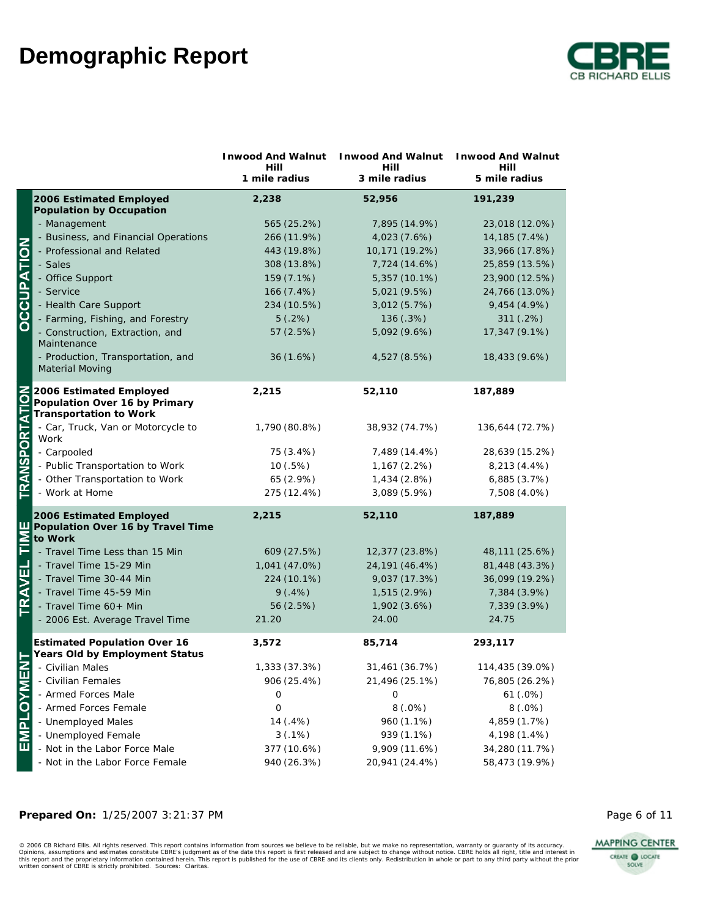# Demographic Report

CBRE
CB RICHARD ELLIS

| | | Inwood And Walnut Hill 1 mile radius | Inwood And Walnut Hill 3 mile radius | Inwood And Walnut Hill 5 mile radius |
|---|---|---|---|---|
| OCCUPATION | **2006 Estimated Employed Population by Occupation** | **2,238** | **52,956** | **191,239** |
| | - Management | 565 (25.2%) | 7,895 (14.9%) | 23,018 (12.0%) |
| | - Business, and Financial Operations | 266 (11.9%) | 4,023 (7.6%) | 14,185 (7.4%) |
| | - Professional and Related | 443 (19.8%) | 10,171 (19.2%) | 33,966 (17.8%) |
| | - Sales | 308 (13.8%) | 7,724 (14.6%) | 25,859 (13.5%) |
| | - Office Support | 159 (7.1%) | 5,357 (10.1%) | 23,900 (12.5%) |
| | - Service | 166 (7.4%) | 5,021 (9.5%) | 24,766 (13.0%) |
| | - Health Care Support | 234 (10.5%) | 3,012 (5.7%) | 9,454 (4.9%) |
| | - Farming, Fishing, and Forestry | 5 (.2%) | 136 (.3%) | 311 (.2%) |
| | - Construction, Extraction, and Maintenance | 57 (2.5%) | 5,092 (9.6%) | 17,347 (9.1%) |
| | - Production, Transportation, and Material Moving | 36 (1.6%) | 4,527 (8.5%) | 18,433 (9.6%) |
| TRANSPORTATION | **2006 Estimated Employed Population Over 16 by Primary Transportation to Work** | **2,215** | **52,110** | **187,889** |
| | - Car, Truck, Van or Motorcycle to Work | 1,790 (80.8%) | 38,932 (74.7%) | 136,644 (72.7%) |
| | - Carpooled | 75 (3.4%) | 7,489 (14.4%) | 28,639 (15.2%) |
| | - Public Transportation to Work | 10 (.5%) | 1,167 (2.2%) | 8,213 (4.4%) |
| | - Other Transportation to Work | 65 (2.9%) | 1,434 (2.8%) | 6,885 (3.7%) |
| | - Work at Home | 275 (12.4%) | 3,089 (5.9%) | 7,508 (4.0%) |
| TRAVEL TIME | **2006 Estimated Employed Population Over 16 by Travel Time to Work** | **2,215** | **52,110** | **187,889** |
| | - Travel Time Less than 15 Min | 609 (27.5%) | 12,377 (23.8%) | 48,111 (25.6%) |
| | - Travel Time 15-29 Min | 1,041 (47.0%) | 24,191 (46.4%) | 81,448 (43.3%) |
| | - Travel Time 30-44 Min | 224 (10.1%) | 9,037 (17.3%) | 36,099 (19.2%) |
| | - Travel Time 45-59 Min | 9 (.4%) | 1,515 (2.9%) | 7,384 (3.9%) |
| | - Travel Time 60+ Min | 56 (2.5%) | 1,902 (3.6%) | 7,339 (3.9%) |
| | - 2006 Est. Average Travel Time | 21.20 | 24.00 | 24.75 |
| EMPLOYMENT | **Estimated Population Over 16 Years Old by Employment Status** | **3,572** | **85,714** | **293,117** |
| | - Civilian Males | 1,333 (37.3%) | 31,461 (36.7%) | 114,435 (39.0%) |
| | - Civilian Females | 906 (25.4%) | 21,496 (25.1%) | 76,805 (26.2%) |
| | - Armed Forces Male | 0 | 0 | 61 (.0%) |
| | - Armed Forces Female | 0 | 8 (.0%) | 8 (.0%) |
| | - Unemployed Males | 14 (.4%) | 960 (1.1%) | 4,859 (1.7%) |
| | - Unemployed Female | 3 (.1%) | 939 (1.1%) | 4,198 (1.4%) |
| | - Not in the Labor Force Male | 377 (10.6%) | 9,909 (11.6%) | 34,280 (11.7%) |
| | - Not in the Labor Force Female | 940 (26.3%) | 20,941 (24.4%) | 58,473 (19.9%) |

**Prepared On:** 1/25/2007 3:21:37 PM

© 2006 CB Richard Ellis. All rights reserved. This report contains information from sources we believe to be reliable, but we make no representation, warranty or guaranty of its accuracy. Opinions, assumptions and estimates constitute CBRE's judgment as of the date this report is first released and are subject to change without notice. CBRE holds all right, title and interest in this report and the proprietary information contained herein. This report is published for the use of CBRE and its clients only. Redistribution in whole or part to any third party without the prior written consent of CBRE is strictly prohibited. Sources: Claritas.

MAPPING CENTER
CREATE LOCATE SOLVE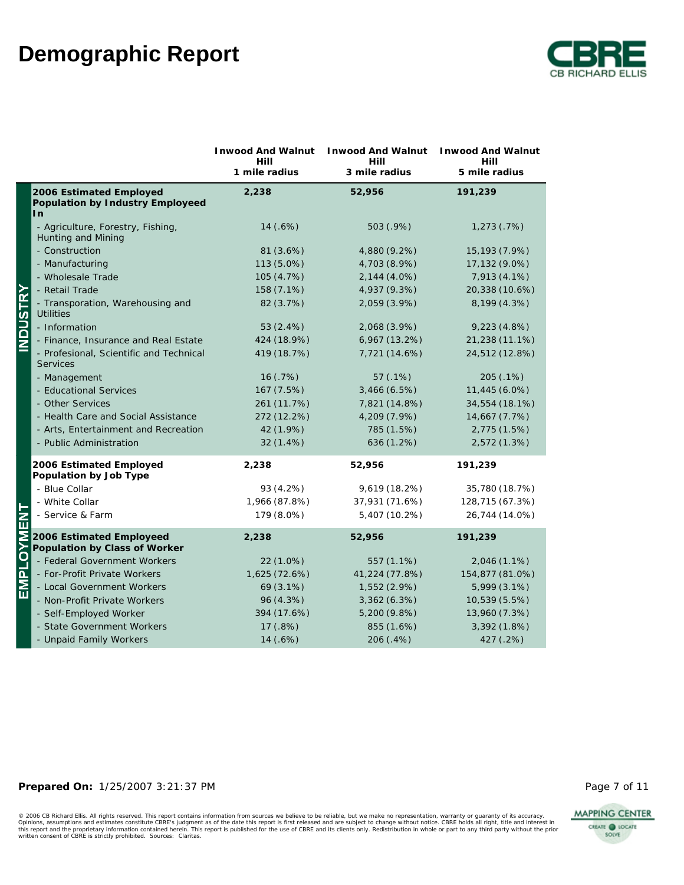# Demographic Report

| | Inwood And Walnut Hill 1 mile radius | Inwood And Walnut Hill 3 mile radius | Inwood And Walnut Hill 5 mile radius |
|---|---|---|---|
| **INDUSTRY** | | | |
| **2006 Estimated Employed Population by Industry Employed In** | **2,238** | **52,956** | **191,239** |
| - Agriculture, Forestry, Fishing, Hunting and Mining | 14 (.6%) | 503 (.9%) | 1,273 (.7%) |
| - Construction | 81 (3.6%) | 4,880 (9.2%) | 15,193 (7.9%) |
| - Manufacturing | 113 (5.0%) | 4,703 (8.9%) | 17,132 (9.0%) |
| - Wholesale Trade | 105 (4.7%) | 2,144 (4.0%) | 7,913 (4.1%) |
| - Retail Trade | 158 (7.1%) | 4,937 (9.3%) | 20,338 (10.6%) |
| - Transporation, Warehousing and Utilities | 82 (3.7%) | 2,059 (3.9%) | 8,199 (4.3%) |
| - Information | 53 (2.4%) | 2,068 (3.9%) | 9,223 (4.8%) |
| - Finance, Insurance and Real Estate | 424 (18.9%) | 6,967 (13.2%) | 21,238 (11.1%) |
| - Profesional, Scientific and Technical Services | 419 (18.7%) | 7,721 (14.6%) | 24,512 (12.8%) |
| - Management | 16 (.7%) | 57 (.1%) | 205 (.1%) |
| - Educational Services | 167 (7.5%) | 3,466 (6.5%) | 11,445 (6.0%) |
| - Other Services | 261 (11.7%) | 7,821 (14.8%) | 34,554 (18.1%) |
| - Health Care and Social Assistance | 272 (12.2%) | 4,209 (7.9%) | 14,667 (7.7%) |
| - Arts, Entertainment and Recreation | 42 (1.9%) | 785 (1.5%) | 2,775 (1.5%) |
| - Public Administration | 32 (1.4%) | 636 (1.2%) | 2,572 (1.3%) |
| **EMPLOYMENT** | | | |
| **2006 Estimated Employed Population by Job Type** | **2,238** | **52,956** | **191,239** |
| - Blue Collar | 93 (4.2%) | 9,619 (18.2%) | 35,780 (18.7%) |
| - White Collar | 1,966 (87.8%) | 37,931 (71.6%) | 128,715 (67.3%) |
| - Service & Farm | 179 (8.0%) | 5,407 (10.2%) | 26,744 (14.0%) |
| **2006 Estimated Employeed Population by Class of Worker** | **2,238** | **52,956** | **191,239** |
| - Federal Government Workers | 22 (1.0%) | 557 (1.1%) | 2,046 (1.1%) |
| - For-Profit Private Workers | 1,625 (72.6%) | 41,224 (77.8%) | 154,877 (81.0%) |
| - Local Government Workers | 69 (3.1%) | 1,552 (2.9%) | 5,999 (3.1%) |
| - Non-Profit Private Workers | 96 (4.3%) | 3,362 (6.3%) | 10,539 (5.5%) |
| - Self-Employed Worker | 394 (17.6%) | 5,200 (9.8%) | 13,960 (7.3%) |
| - State Government Workers | 17 (.8%) | 855 (1.6%) | 3,392 (1.8%) |
| - Unpaid Family Workers | 14 (.6%) | 206 (.4%) | 427 (.2%) |

**Prepared On:** 1/25/2007 3:21:37 PM

© 2006 CB Richard Ellis. All rights reserved. This report contains information from sources we believe to be reliable, but we make no representation, warranty or guaranty of its accuracy. Opinions, assumptions and estimates constitute CBRE's judgment as of the date this report is first released and are subject to change without notice. CBRE holds all right, title and interest in this report and the proprietary information contained herein. This report is published for the use of CBRE and its clients only. Redistribution in whole or part to any third party without the prior written consent of CBRE is strictly prohibited. Sources: Claritas.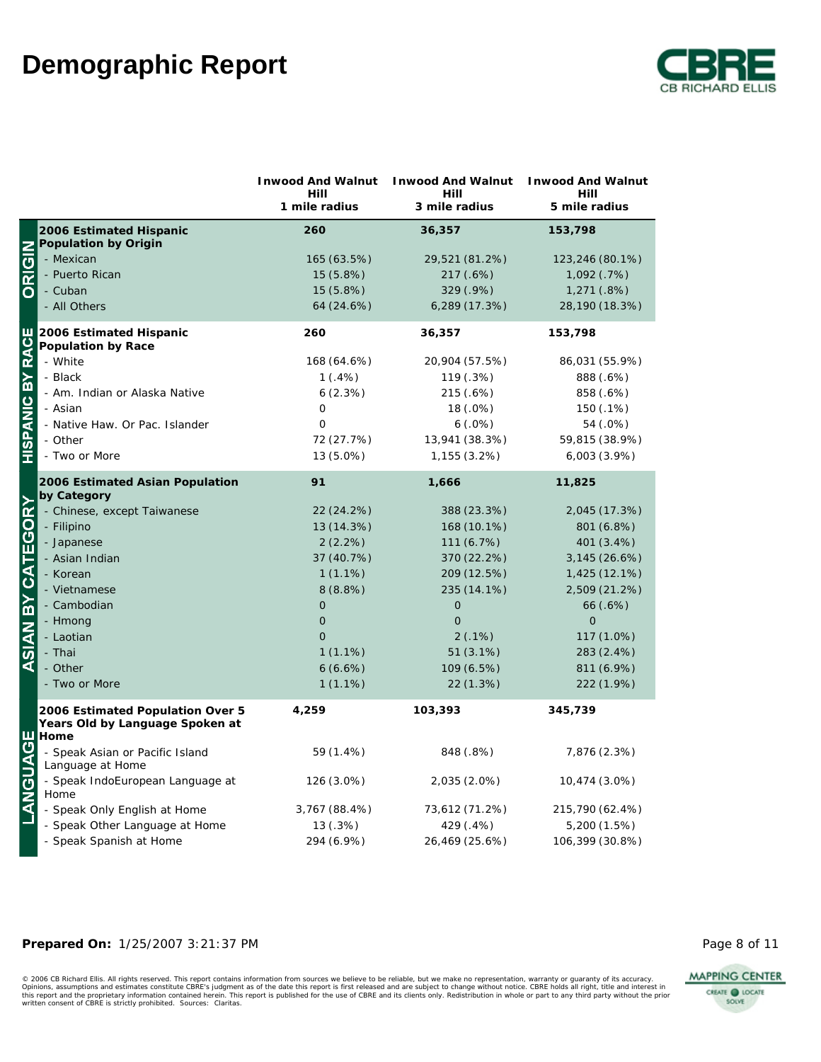# Demographic Report

| | | Inwood And Walnut Hill 1 mile radius | Inwood And Walnut Hill 3 mile radius | Inwood And Walnut Hill 5 mile radius |
|---|---|---|---|---|
| ORIGIN | **2006 Estimated Hispanic Population by Origin** | **260** | **36,357** | **153,798** |
| | - Mexican | 165 (63.5%) | 29,521 (81.2%) | 123,246 (80.1%) |
| | - Puerto Rican | 15 (5.8%) | 217 (.6%) | 1,092 (.7%) |
| | - Cuban | 15 (5.8%) | 329 (.9%) | 1,271 (.8%) |
| | - All Others | 64 (24.6%) | 6,289 (17.3%) | 28,190 (18.3%) |
| HISPANIC BY RACE | **2006 Estimated Hispanic Population by Race** | **260** | **36,357** | **153,798** |
| | - White | 168 (64.6%) | 20,904 (57.5%) | 86,031 (55.9%) |
| | - Black | 1 (.4%) | 119 (.3%) | 888 (.6%) |
| | - Am. Indian or Alaska Native | 6 (2.3%) | 215 (.6%) | 858 (.6%) |
| | - Asian | 0 | 18 (.0%) | 150 (.1%) |
| | - Native Haw. Or Pac. Islander | 0 | 6 (.0%) | 54 (.0%) |
| | - Other | 72 (27.7%) | 13,941 (38.3%) | 59,815 (38.9%) |
| | - Two or More | 13 (5.0%) | 1,155 (3.2%) | 6,003 (3.9%) |
| ASIAN BY CATEGORY | **2006 Estimated Asian Population by Category** | **91** | **1,666** | **11,825** |
| | - Chinese, except Taiwanese | 22 (24.2%) | 388 (23.3%) | 2,045 (17.3%) |
| | - Filipino | 13 (14.3%) | 168 (10.1%) | 801 (6.8%) |
| | - Japanese | 2 (2.2%) | 111 (6.7%) | 401 (3.4%) |
| | - Asian Indian | 37 (40.7%) | 370 (22.2%) | 3,145 (26.6%) |
| | - Korean | 1 (1.1%) | 209 (12.5%) | 1,425 (12.1%) |
| | - Vietnamese | 8 (8.8%) | 235 (14.1%) | 2,509 (21.2%) |
| | - Cambodian | 0 | 0 | 66 (.6%) |
| | - Hmong | 0 | 0 | 0 |
| | - Laotian | 0 | 2 (.1%) | 117 (1.0%) |
| | - Thai | 1 (1.1%) | 51 (3.1%) | 283 (2.4%) |
| | - Other | 6 (6.6%) | 109 (6.5%) | 811 (6.9%) |
| | - Two or More | 1 (1.1%) | 22 (1.3%) | 222 (1.9%) |
| LANGUAGE | **2006 Estimated Population Over 5 Years Old by Language Spoken at Home** | **4,259** | **103,393** | **345,739** |
| | - Speak Asian or Pacific Island Language at Home | 59 (1.4%) | 848 (.8%) | 7,876 (2.3%) |
| | - Speak IndoEuropean Language at Home | 126 (3.0%) | 2,035 (2.0%) | 10,474 (3.0%) |
| | - Speak Only English at Home | 3,767 (88.4%) | 73,612 (71.2%) | 215,790 (62.4%) |
| | - Speak Other Language at Home | 13 (.3%) | 429 (.4%) | 5,200 (1.5%) |
| | - Speak Spanish at Home | 294 (6.9%) | 26,469 (25.6%) | 106,399 (30.8%) |

**Prepared On:** 1/25/2007 3:21:37 PM

© 2006 CB Richard Ellis. All rights reserved. This report contains information from sources we believe to be reliable, but we make no representation, warranty or guaranty of its accuracy. Opinions, assumptions and estimates constitute CBRE's judgment as of the date this report is first released and are subject to change without notice. CBRE holds all right, title and interest in this report and the proprietary information contained herein. This report is published for the use of CBRE and its clients only. Redistribution in whole or part to any third party without the prior written consent of CBRE is strictly prohibited. Sources: Claritas.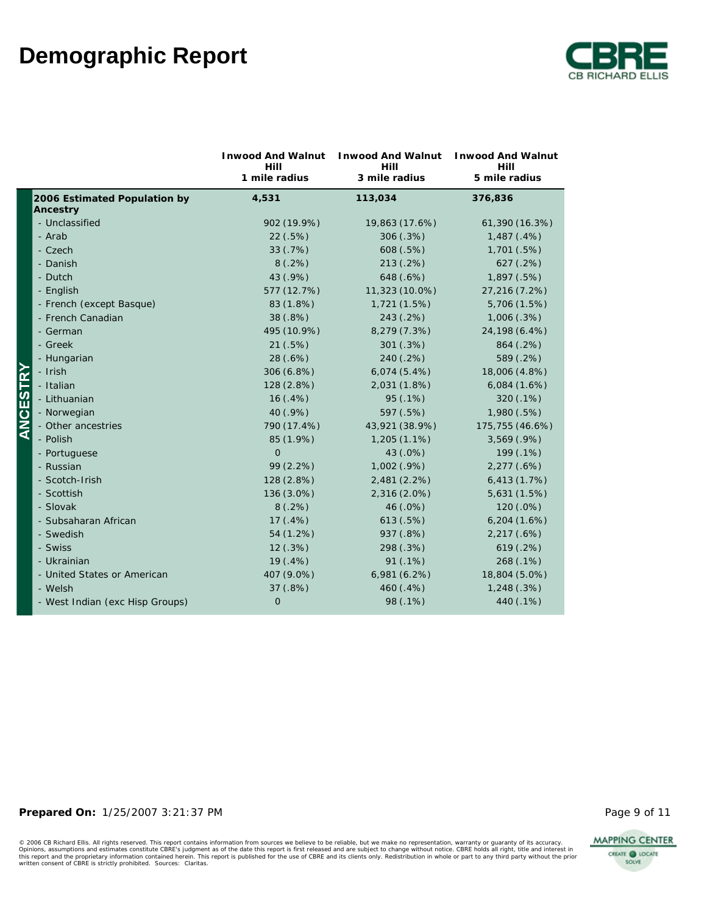# Demographic Report

CB RICHARD ELLIS

| ANCESTRY | Inwood And Walnut Hill 1 mile radius | Inwood And Walnut Hill 3 mile radius | Inwood And Walnut Hill 5 mile radius |
|---|---|---|---|
| **2006 Estimated Population by Ancestry** | **4,531** | **113,034** | **376,836** |
| - Unclassified | 902 (19.9%) | 19,863 (17.6%) | 61,390 (16.3%) |
| - Arab | 22 (.5%) | 306 (.3%) | 1,487 (.4%) |
| - Czech | 33 (.7%) | 608 (.5%) | 1,701 (.5%) |
| - Danish | 8 (.2%) | 213 (.2%) | 627 (.2%) |
| - Dutch | 43 (.9%) | 648 (.6%) | 1,897 (.5%) |
| - English | 577 (12.7%) | 11,323 (10.0%) | 27,216 (7.2%) |
| - French (except Basque) | 83 (1.8%) | 1,721 (1.5%) | 5,706 (1.5%) |
| - French Canadian | 38 (.8%) | 243 (.2%) | 1,006 (.3%) |
| - German | 495 (10.9%) | 8,279 (7.3%) | 24,198 (6.4%) |
| - Greek | 21 (.5%) | 301 (.3%) | 864 (.2%) |
| - Hungarian | 28 (.6%) | 240 (.2%) | 589 (.2%) |
| - Irish | 306 (6.8%) | 6,074 (5.4%) | 18,006 (4.8%) |
| - Italian | 128 (2.8%) | 2,031 (1.8%) | 6,084 (1.6%) |
| - Lithuanian | 16 (.4%) | 95 (.1%) | 320 (.1%) |
| - Norwegian | 40 (.9%) | 597 (.5%) | 1,980 (.5%) |
| - Other ancestries | 790 (17.4%) | 43,921 (38.9%) | 175,755 (46.6%) |
| - Polish | 85 (1.9%) | 1,205 (1.1%) | 3,569 (.9%) |
| - Portuguese | 0 | 43 (.0%) | 199 (.1%) |
| - Russian | 99 (2.2%) | 1,002 (.9%) | 2,277 (.6%) |
| - Scotch-Irish | 128 (2.8%) | 2,481 (2.2%) | 6,413 (1.7%) |
| - Scottish | 136 (3.0%) | 2,316 (2.0%) | 5,631 (1.5%) |
| - Slovak | 8 (.2%) | 46 (.0%) | 120 (.0%) |
| - Subsaharan African | 17 (.4%) | 613 (.5%) | 6,204 (1.6%) |
| - Swedish | 54 (1.2%) | 937 (.8%) | 2,217 (.6%) |
| - Swiss | 12 (.3%) | 298 (.3%) | 619 (.2%) |
| - Ukrainian | 19 (.4%) | 91 (.1%) | 268 (.1%) |
| - United States or American | 407 (9.0%) | 6,981 (6.2%) | 18,804 (5.0%) |
| - Welsh | 37 (.8%) | 460 (.4%) | 1,248 (.3%) |
| - West Indian (exc Hisp Groups) | 0 | 98 (.1%) | 440 (.1%) |

**Prepared On:** 1/25/2007 3:21:37 PM

© 2006 CB Richard Ellis. All rights reserved. This report contains information from sources we believe to be reliable, but we make no representation, warranty or guaranty of its accuracy. Opinions, assumptions and estimates constitute CBRE's judgment as of the date this report is first released and are subject to change without notice. CBRE holds all right, title and interest in this report and the proprietary information contained herein. This report is published for the use of CBRE and its clients only. Redistribution in whole or part to any third party without the prior written consent of CBRE is strictly prohibited. Sources: Claritas.

MAPPING CENTER
CREATE LOCATE SOLVE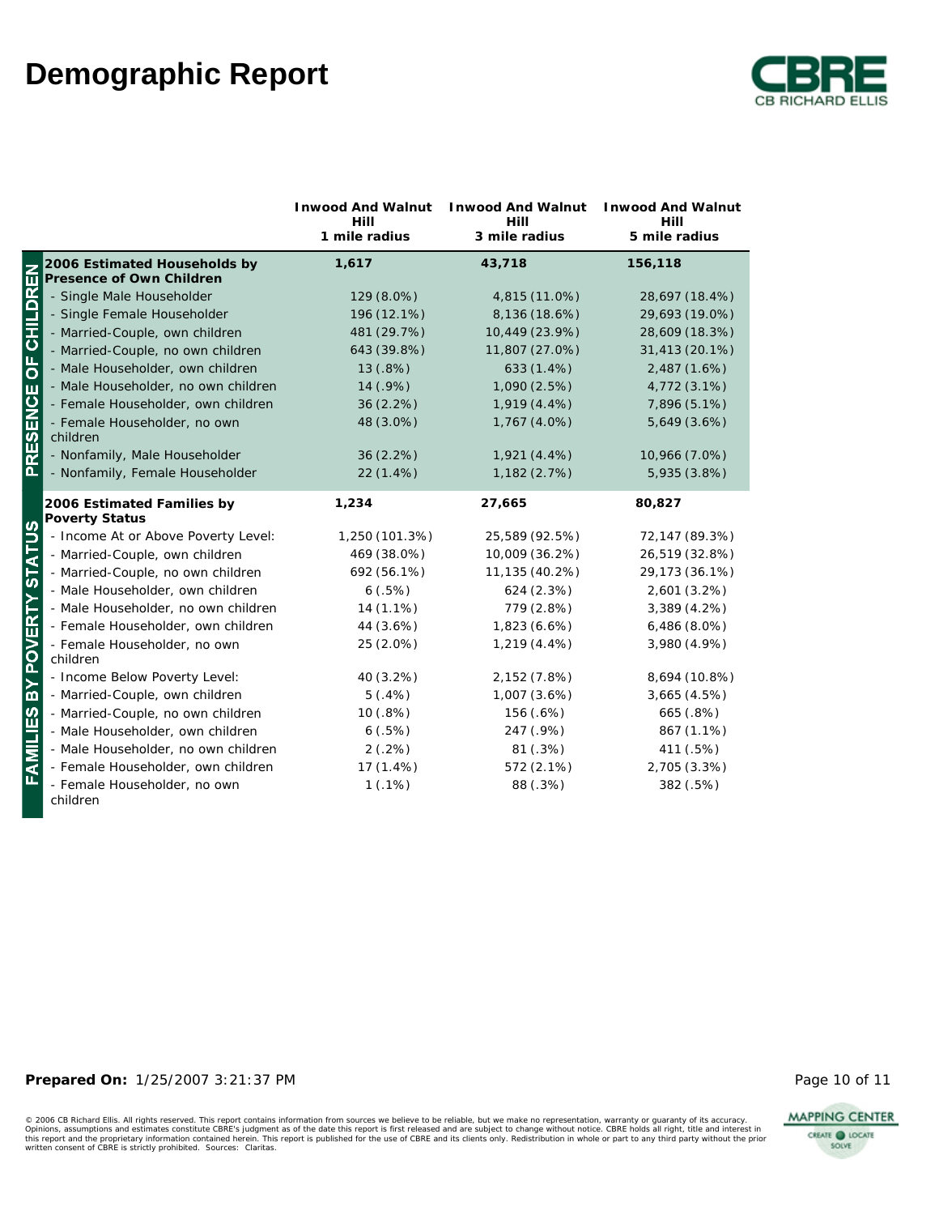# Demographic Report

| | Inwood And Walnut Hill 1 mile radius | Inwood And Walnut Hill 3 mile radius | Inwood And Walnut Hill 5 mile radius |
|---|---|---|---|
| **PRESENCE OF CHILDREN** | | | |
| **2006 Estimated Households by Presence of Own Children** | **1,617** | **43,718** | **156,118** |
| - Single Male Householder | 129 (8.0%) | 4,815 (11.0%) | 28,697 (18.4%) |
| - Single Female Householder | 196 (12.1%) | 8,136 (18.6%) | 29,693 (19.0%) |
| - Married-Couple, own children | 481 (29.7%) | 10,449 (23.9%) | 28,609 (18.3%) |
| - Married-Couple, no own children | 643 (39.8%) | 11,807 (27.0%) | 31,413 (20.1%) |
| - Male Householder, own children | 13 (.8%) | 633 (1.4%) | 2,487 (1.6%) |
| - Male Householder, no own children | 14 (.9%) | 1,090 (2.5%) | 4,772 (3.1%) |
| - Female Householder, own children | 36 (2.2%) | 1,919 (4.4%) | 7,896 (5.1%) |
| - Female Householder, no own children | 48 (3.0%) | 1,767 (4.0%) | 5,649 (3.6%) |
| - Nonfamily, Male Householder | 36 (2.2%) | 1,921 (4.4%) | 10,966 (7.0%) |
| - Nonfamily, Female Householder | 22 (1.4%) | 1,182 (2.7%) | 5,935 (3.8%) |
| **FAMILIES BY POVERTY STATUS** | | | |
| **2006 Estimated Families by Poverty Status** | **1,234** | **27,665** | **80,827** |
| - Income At or Above Poverty Level: | 1,250 (101.3%) | 25,589 (92.5%) | 72,147 (89.3%) |
| - Married-Couple, own children | 469 (38.0%) | 10,009 (36.2%) | 26,519 (32.8%) |
| - Married-Couple, no own children | 692 (56.1%) | 11,135 (40.2%) | 29,173 (36.1%) |
| - Male Householder, own children | 6 (.5%) | 624 (2.3%) | 2,601 (3.2%) |
| - Male Householder, no own children | 14 (1.1%) | 779 (2.8%) | 3,389 (4.2%) |
| - Female Householder, own children | 44 (3.6%) | 1,823 (6.6%) | 6,486 (8.0%) |
| - Female Householder, no own children | 25 (2.0%) | 1,219 (4.4%) | 3,980 (4.9%) |
| - Income Below Poverty Level: | 40 (3.2%) | 2,152 (7.8%) | 8,694 (10.8%) |
| - Married-Couple, own children | 5 (.4%) | 1,007 (3.6%) | 3,665 (4.5%) |
| - Married-Couple, no own children | 10 (.8%) | 156 (.6%) | 665 (.8%) |
| - Male Householder, own children | 6 (.5%) | 247 (.9%) | 867 (1.1%) |
| - Male Householder, no own children | 2 (.2%) | 81 (.3%) | 411 (.5%) |
| - Female Householder, own children | 17 (1.4%) | 572 (2.1%) | 2,705 (3.3%) |
| - Female Householder, no own children | 1 (.1%) | 88 (.3%) | 382 (.5%) |

**Prepared On:** 1/25/2007 3:21:37 PM

© 2006 CB Richard Ellis. All rights reserved. This report contains information from sources we believe to be reliable, but we make no representation, warranty or guaranty of its accuracy. Opinions, assumptions and estimates constitute CBRE's judgment as of the date this report is first released and are subject to change without notice. CBRE holds all right, title and interest in this report and the proprietary information contained herein. This report is published for the use of CBRE and its clients only. Redistribution in whole or part to any third party without the prior written consent of CBRE is strictly prohibited. Sources: Claritas.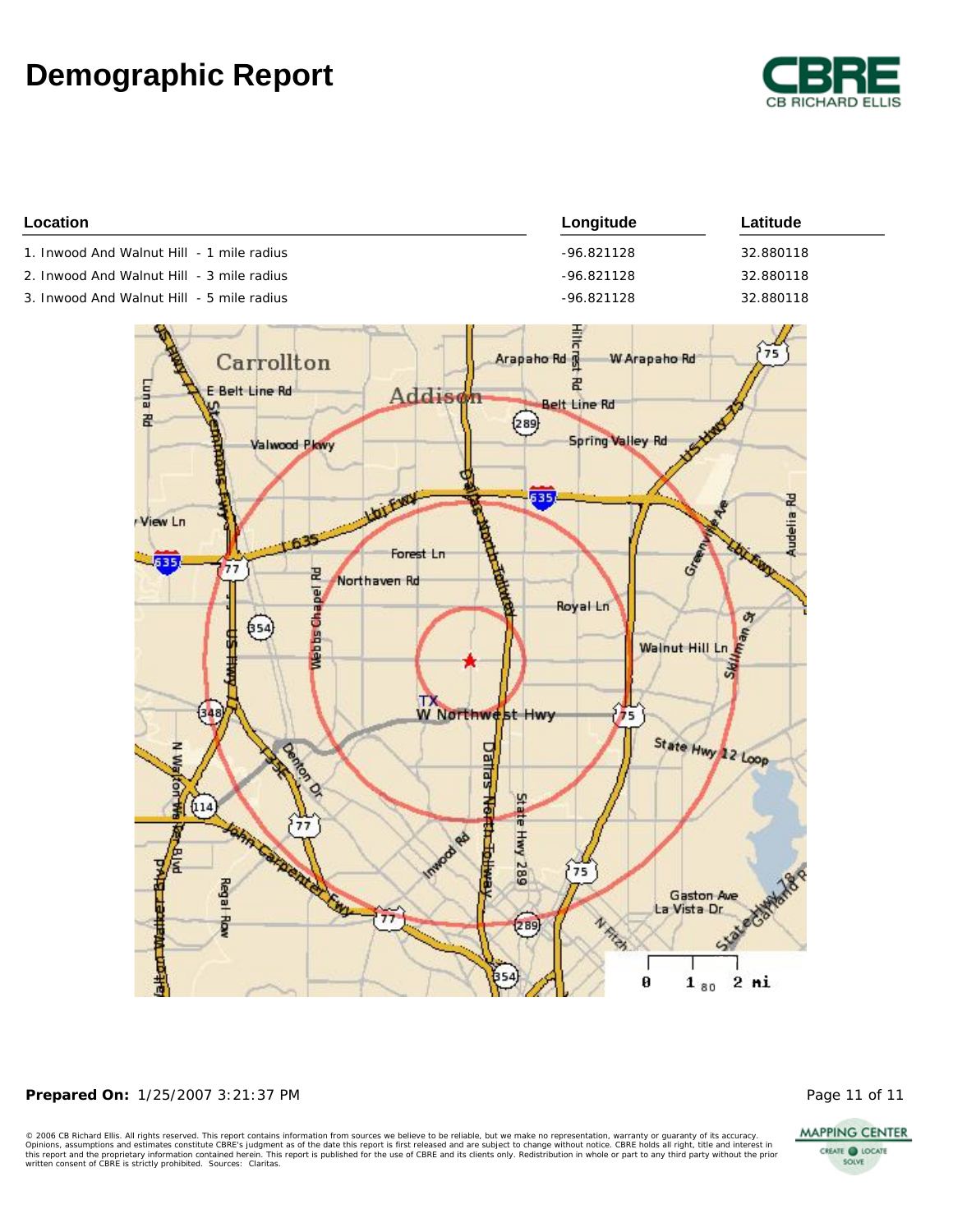# Demographic Report

| Location | Longitude | Latitude |
| --- | --- | --- |
| 1. Inwood And Walnut Hill - 1 mile radius | -96.821128 | 32.880118 |
| 2. Inwood And Walnut Hill - 3 mile radius | -96.821128 | 32.880118 |
| 3. Inwood And Walnut Hill - 5 mile radius | -96.821128 | 32.880118 |

**Prepared On:** 1/25/2007 3:21:37 PM

© 2006 CB Richard Ellis. All rights reserved. This report contains information from sources we believe to be reliable, but we make no representation, warranty or guaranty of its accuracy. Opinions, assumptions and estimates constitute CBRE's judgment as of the date this report is first released and are subject to change without notice. CBRE holds all right, title and interest in this report and the proprietary information contained herein. This report is published for the use of CBRE and its clients only. Redistribution in whole or part to any third party without the prior written consent of CBRE is strictly prohibited. Sources: Claritas.